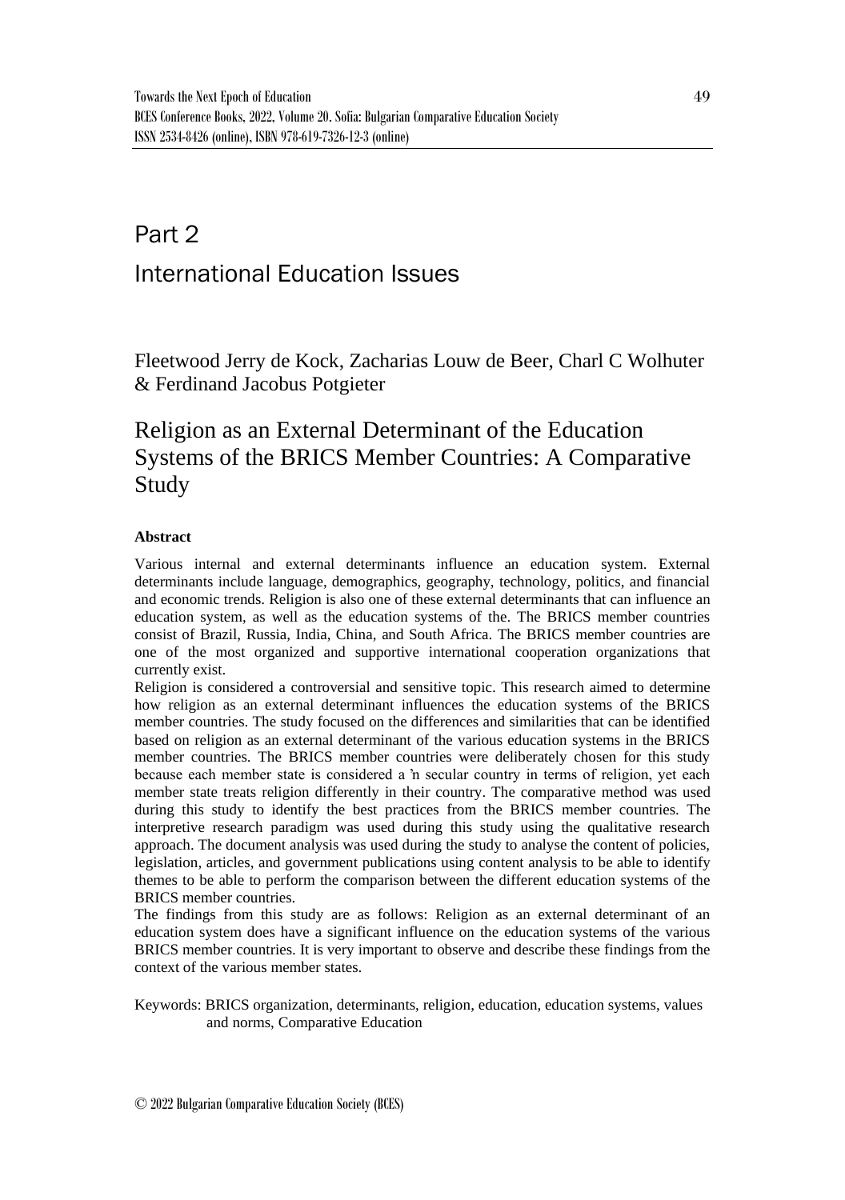# Part 2

# International Education Issues

Fleetwood Jerry de Kock, Zacharias Louw de Beer, Charl C Wolhuter & Ferdinand Jacobus Potgieter

## Religion as an External Determinant of the Education Systems of the BRICS Member Countries: A Comparative Study

### Abstract

Various internal and external determinants influence an education system. External determinants include language, demographics, geography, technology, politics, and financial and economic trends. Religion is also one of these external determinants that can influence an education system, as well as the education systems of the. The BRICS member countries consist of Brazil, Russia, India, China, and South Africa. The BRICS member countries are one of the most organized and supportive international cooperation organizations that currently exist.

Religion is considered a controversial and sensitive topic. This research aimed to determine how religion as an external determinant influences the education systems of the BRICS member countries. The study focused on the differences and similarities that can be identified based on religion as an external determinant of the various education systems in the BRICS member countries. The BRICS member countries were deliberately chosen for this study because each member state is considered a 'n secular country in terms of religion, yet each member state treats religion differently in their country. The comparative method was used during this study to identify the best practices from the BRICS member countries. The interpretive research paradigm was used during this study using the qualitative research approach. The document analysis was used during the study to analyse the content of policies, legislation, articles, and government publications using content analysis to be able to identify themes to be able to perform the comparison between the different education systems of the BRICS member countries.

The findings from this study are as follows: Religion as an external determinant of an education system does have a significant influence on the education systems of the various BRICS member countries. It is very important to observe and describe these findings from the context of the various member states.

Keywords: BRICS organization, determinants, religion, education, education systems, values and norms, Comparative Education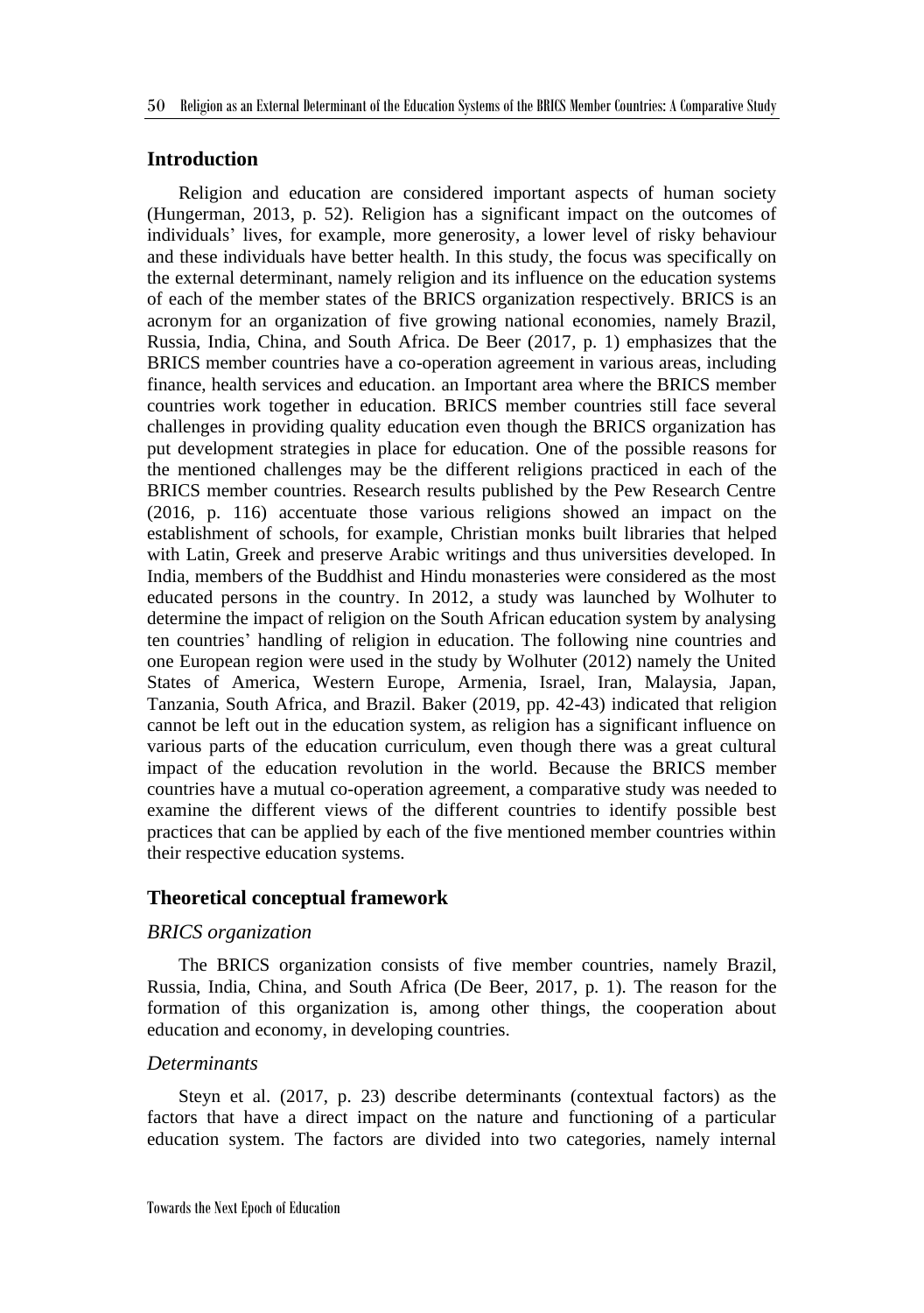## Introduction

Religion and education are considered important aspects of human society (Hungerman, 2013, p. 52). Religion has a significant impact on the outcomes of individuals' lives, for example, more generosity, a lower level of risky behaviour and these individuals have better health. In this study, the focus was specifically on the external determinant, namely religion and its influence on the education systems of each of the member states of the BRICS organization respectively. BRICS is an acronym for an organization of five growing national economies, namely Brazil, Russia, India, China, and South Africa. De Beer (2017, p. 1) emphasizes that the BRICS member countries have a co-operation agreement in various areas, including finance, health services and education. an Important area where the BRICS member countries work together in education. BRICS member countries still face several challenges in providing quality education even though the BRICS organization has put development strategies in place for education. One of the possible reasons for the mentioned challenges may be the different religions practiced in each of the BRICS member countries. Research results published by the Pew Research Centre (2016, p. 116) accentuate those various religions showed an impact on the establishment of schools, for example, Christian monks built libraries that helped with Latin, Greek and preserve Arabic writings and thus universities developed. In India, members of the Buddhist and Hindu monasteries were considered as the most educated persons in the country. In 2012, a study was launched by Wolhuter to determine the impact of religion on the South African education system by analysing ten countries' handling of religion in education. The following nine countries and one European region were used in the study by Wolhuter (2012) namely the United States of America, Western Europe, Armenia, Israel, Iran, Malaysia, Japan, Tanzania, South Africa, and Brazil. Baker (2019, pp. 42-43) indicated that religion cannot be left out in the education system, as religion has a significant influence on various parts of the education curriculum, even though there was a great cultural impact of the education revolution in the world. Because the BRICS member countries have a mutual co-operation agreement, a comparative study was needed to examine the different views of the different countries to identify possible best practices that can be applied by each of the five mentioned member countries within their respective education systems.

## Theoretical conceptual framework

### *BRICS organization*

The BRICS organization consists of five member countries, namely Brazil, Russia, India, China, and South Africa (De Beer, 2017, p. 1). The reason for the formation of this organization is, among other things, the cooperation about education and economy, in developing countries.

### *Determinants*

Steyn et al. (2017, p. 23) describe determinants (contextual factors) as the factors that have a direct impact on the nature and functioning of a particular education system. The factors are divided into two categories, namely internal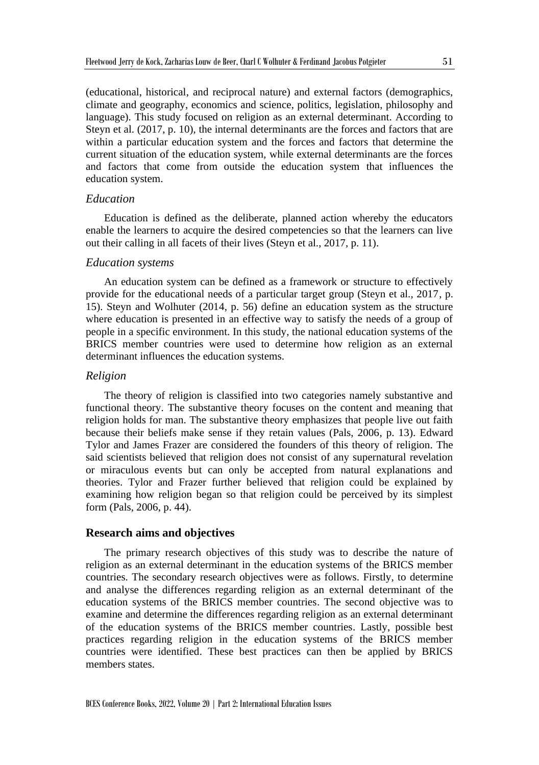(educational, historical, and reciprocal nature) and external factors (demographics, climate and geography, economics and science, politics, legislation, philosophy and language). This study focused on religion as an external determinant. According to Steyn et al. (2017, p. 10), the internal determinants are the forces and factors that are within a particular education system and the forces and factors that determine the current situation of the education system, while external determinants are the forces and factors that come from outside the education system that influences the education system.

### *Education*

Education is defined as the deliberate, planned action whereby the educators enable the learners to acquire the desired competencies so that the learners can live out their calling in all facets of their lives (Steyn et al., 2017, p. 11).

### *Education systems*

An education system can be defined as a framework or structure to effectively provide for the educational needs of a particular target group (Steyn et al., 2017, p. 15). Steyn and Wolhuter (2014, p. 56) define an education system as the structure where education is presented in an effective way to satisfy the needs of a group of people in a specific environment. In this study, the national education systems of the BRICS member countries were used to determine how religion as an external determinant influences the education systems.

### *Religion*

The theory of religion is classified into two categories namely substantive and functional theory. The substantive theory focuses on the content and meaning that religion holds for man. The substantive theory emphasizes that people live out faith because their beliefs make sense if they retain values (Pals, 2006, p. 13). Edward Tylor and James Frazer are considered the founders of this theory of religion. The said scientists believed that religion does not consist of any supernatural revelation or miraculous events but can only be accepted from natural explanations and theories. Tylor and Frazer further believed that religion could be explained by examining how religion began so that religion could be perceived by its simplest form (Pals, 2006, p. 44).

## Research aims and objectives

The primary research objectives of this study was to describe the nature of religion as an external determinant in the education systems of the BRICS member countries. The secondary research objectives were as follows. Firstly, to determine and analyse the differences regarding religion as an external determinant of the education systems of the BRICS member countries. The second objective was to examine and determine the differences regarding religion as an external determinant of the education systems of the BRICS member countries. Lastly, possible best practices regarding religion in the education systems of the BRICS member countries were identified. These best practices can then be applied by BRICS members states.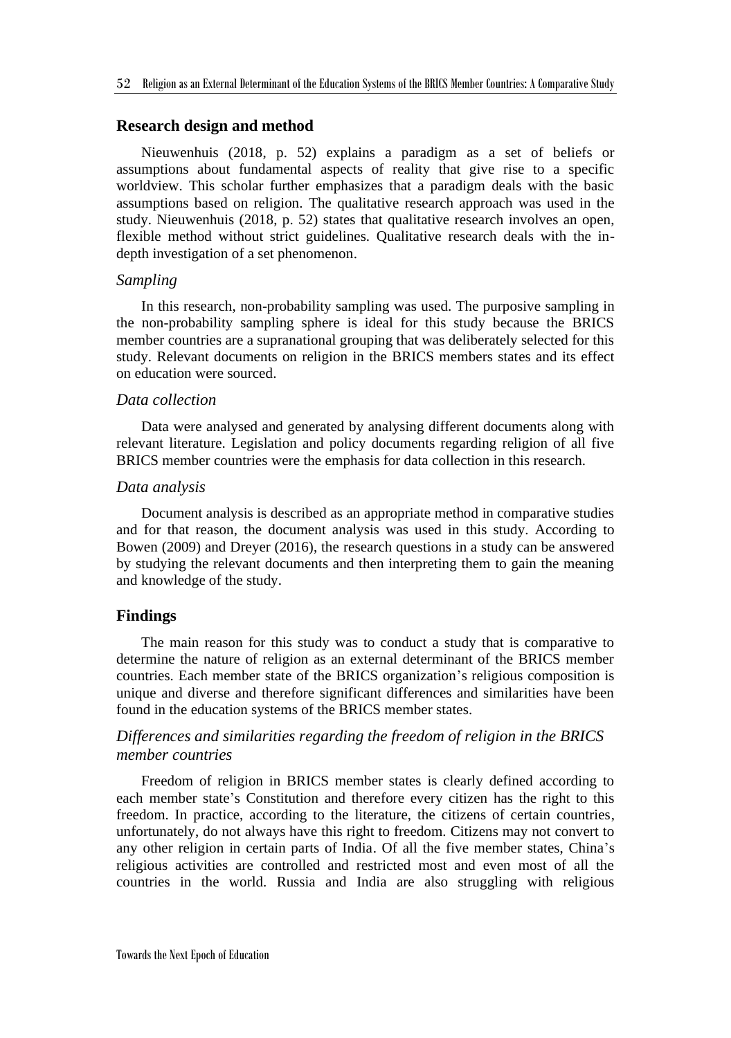## Research design and method

Nieuwenhuis (2018, p. 52) explains a paradigm as a set of beliefs or assumptions about fundamental aspects of reality that give rise to a specific worldview. This scholar further emphasizes that a paradigm deals with the basic assumptions based on religion. The qualitative research approach was used in the study. Nieuwenhuis (2018, p. 52) states that qualitative research involves an open, flexible method without strict guidelines. Qualitative research deals with the in-depth investigation of a set phenomenon.

### *Sampling*

In this research, non-probability sampling was used. The purposive sampling in the non-probability sampling sphere is ideal for this study because the BRICS member countries are a supranational grouping that was deliberately selected for this study. Relevant documents on religion in the BRICS members states and its effect on education were sourced.

### *Data collection*

Data were analysed and generated by analysing different documents along with relevant literature. Legislation and policy documents regarding religion of all five BRICS member countries were the emphasis for data collection in this research.

### *Data analysis*

Document analysis is described as an appropriate method in comparative studies and for that reason, the document analysis was used in this study. According to Bowen (2009) and Dreyer (2016), the research questions in a study can be answered by studying the relevant documents and then interpreting them to gain the meaning and knowledge of the study.

## Findings

The main reason for this study was to conduct a study that is comparative to determine the nature of religion as an external determinant of the BRICS member countries. Each member state of the BRICS organization's religious composition is unique and diverse and therefore significant differences and similarities have been found in the education systems of the BRICS member states.

### *Differences and similarities regarding the freedom of religion in the BRICS member countries*

Freedom of religion in BRICS member states is clearly defined according to each member state's Constitution and therefore every citizen has the right to this freedom. In practice, according to the literature, the citizens of certain countries, unfortunately, do not always have this right to freedom. Citizens may not convert to any other religion in certain parts of India. Of all the five member states, China's religious activities are controlled and restricted most and even most of all the countries in the world. Russia and India are also struggling with religious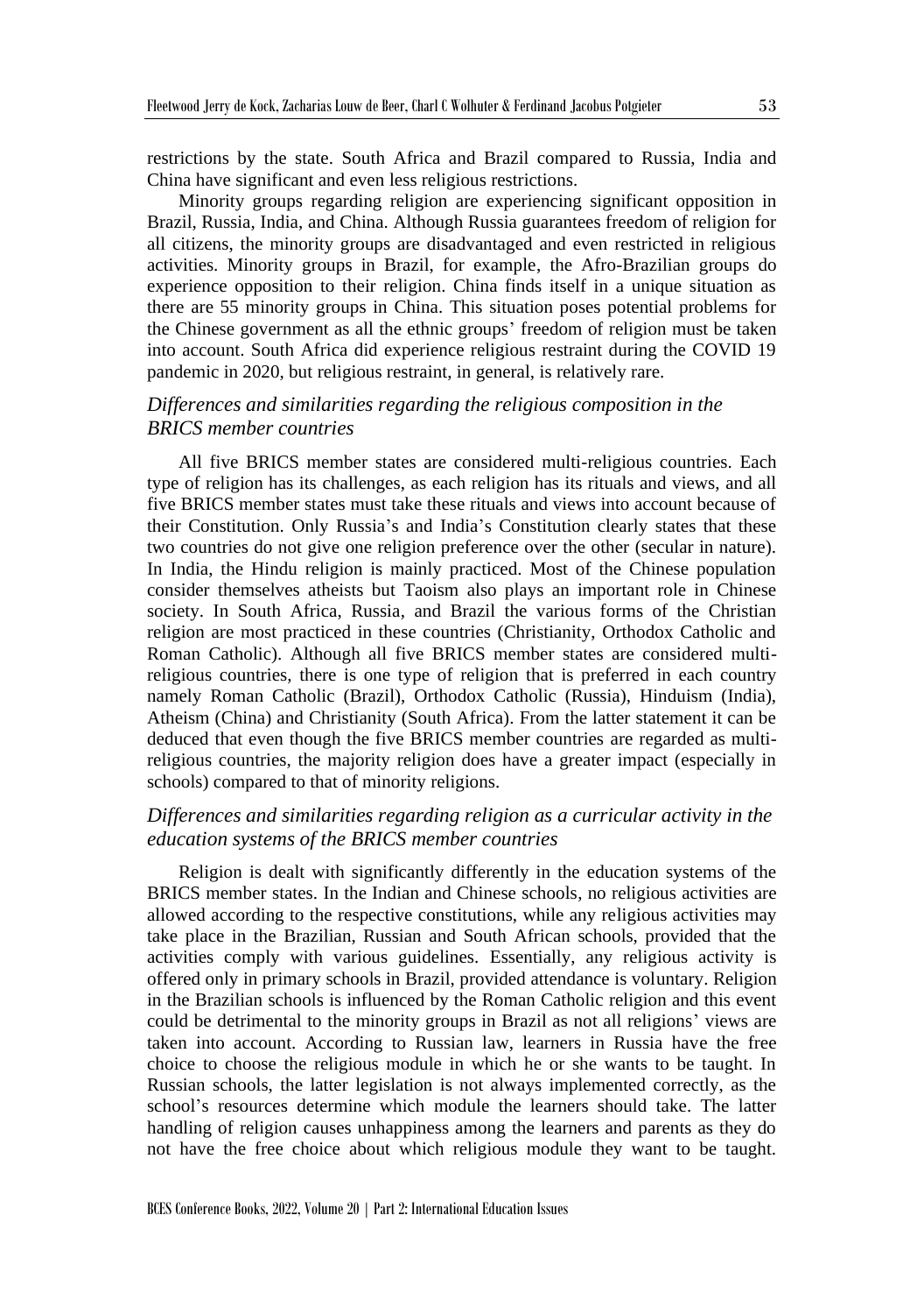restrictions by the state. South Africa and Brazil compared to Russia, India and China have significant and even less religious restrictions.

Minority groups regarding religion are experiencing significant opposition in Brazil, Russia, India, and China. Although Russia guarantees freedom of religion for all citizens, the minority groups are disadvantaged and even restricted in religious activities. Minority groups in Brazil, for example, the Afro-Brazilian groups do experience opposition to their religion. China finds itself in a unique situation as there are 55 minority groups in China. This situation poses potential problems for the Chinese government as all the ethnic groups' freedom of religion must be taken into account. South Africa did experience religious restraint during the COVID 19 pandemic in 2020, but religious restraint, in general, is relatively rare.

### *Differences and similarities regarding the religious composition in the BRICS member countries*

All five BRICS member states are considered multi-religious countries. Each type of religion has its challenges, as each religion has its rituals and views, and all five BRICS member states must take these rituals and views into account because of their Constitution. Only Russia's and India's Constitution clearly states that these two countries do not give one religion preference over the other (secular in nature). In India, the Hindu religion is mainly practiced. Most of the Chinese population consider themselves atheists but Taoism also plays an important role in Chinese society. In South Africa, Russia, and Brazil the various forms of the Christian religion are most practiced in these countries (Christianity, Orthodox Catholic and Roman Catholic). Although all five BRICS member states are considered multi-religious countries, there is one type of religion that is preferred in each country namely Roman Catholic (Brazil), Orthodox Catholic (Russia), Hinduism (India), Atheism (China) and Christianity (South Africa). From the latter statement it can be deduced that even though the five BRICS member countries are regarded as multi-religious countries, the majority religion does have a greater impact (especially in schools) compared to that of minority religions.

### *Differences and similarities regarding religion as a curricular activity in the education systems of the BRICS member countries*

Religion is dealt with significantly differently in the education systems of the BRICS member states. In the Indian and Chinese schools, no religious activities are allowed according to the respective constitutions, while any religious activities may take place in the Brazilian, Russian and South African schools, provided that the activities comply with various guidelines. Essentially, any religious activity is offered only in primary schools in Brazil, provided attendance is voluntary. Religion in the Brazilian schools is influenced by the Roman Catholic religion and this event could be detrimental to the minority groups in Brazil as not all religions' views are taken into account. According to Russian law, learners in Russia have the free choice to choose the religious module in which he or she wants to be taught. In Russian schools, the latter legislation is not always implemented correctly, as the school's resources determine which module the learners should take. The latter handling of religion causes unhappiness among the learners and parents as they do not have the free choice about which religious module they want to be taught.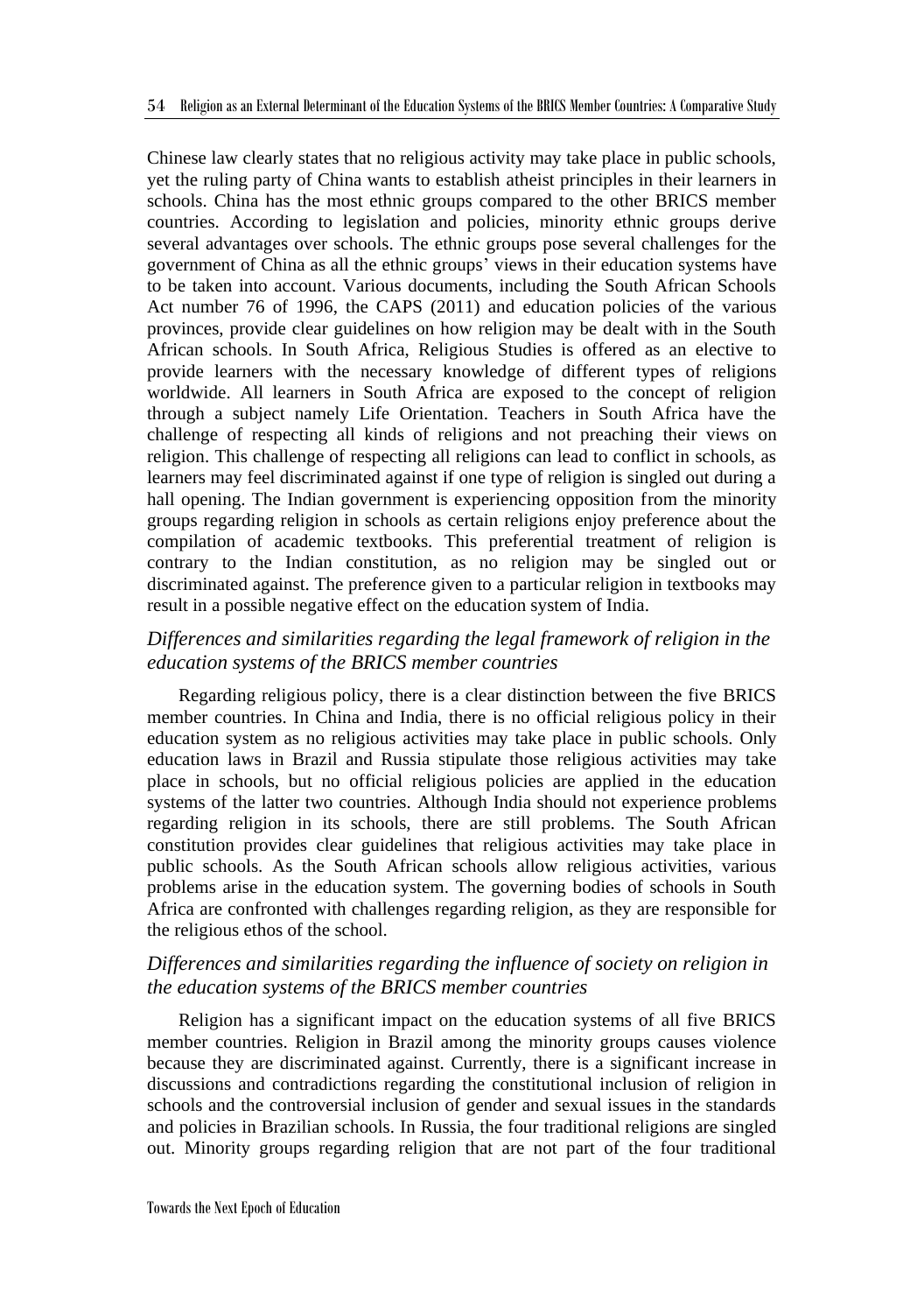Chinese law clearly states that no religious activity may take place in public schools, yet the ruling party of China wants to establish atheist principles in their learners in schools. China has the most ethnic groups compared to the other BRICS member countries. According to legislation and policies, minority ethnic groups derive several advantages over schools. The ethnic groups pose several challenges for the government of China as all the ethnic groups' views in their education systems have to be taken into account. Various documents, including the South African Schools Act number 76 of 1996, the CAPS (2011) and education policies of the various provinces, provide clear guidelines on how religion may be dealt with in the South African schools. In South Africa, Religious Studies is offered as an elective to provide learners with the necessary knowledge of different types of religions worldwide. All learners in South Africa are exposed to the concept of religion through a subject namely Life Orientation. Teachers in South Africa have the challenge of respecting all kinds of religions and not preaching their views on religion. This challenge of respecting all religions can lead to conflict in schools, as learners may feel discriminated against if one type of religion is singled out during a hall opening. The Indian government is experiencing opposition from the minority groups regarding religion in schools as certain religions enjoy preference about the compilation of academic textbooks. This preferential treatment of religion is contrary to the Indian constitution, as no religion may be singled out or discriminated against. The preference given to a particular religion in textbooks may result in a possible negative effect on the education system of India.

### *Differences and similarities regarding the legal framework of religion in the education systems of the BRICS member countries*

Regarding religious policy, there is a clear distinction between the five BRICS member countries. In China and India, there is no official religious policy in their education system as no religious activities may take place in public schools. Only education laws in Brazil and Russia stipulate those religious activities may take place in schools, but no official religious policies are applied in the education systems of the latter two countries. Although India should not experience problems regarding religion in its schools, there are still problems. The South African constitution provides clear guidelines that religious activities may take place in public schools. As the South African schools allow religious activities, various problems arise in the education system. The governing bodies of schools in South Africa are confronted with challenges regarding religion, as they are responsible for the religious ethos of the school.

### *Differences and similarities regarding the influence of society on religion in the education systems of the BRICS member countries*

Religion has a significant impact on the education systems of all five BRICS member countries. Religion in Brazil among the minority groups causes violence because they are discriminated against. Currently, there is a significant increase in discussions and contradictions regarding the constitutional inclusion of religion in schools and the controversial inclusion of gender and sexual issues in the standards and policies in Brazilian schools. In Russia, the four traditional religions are singled out. Minority groups regarding religion that are not part of the four traditional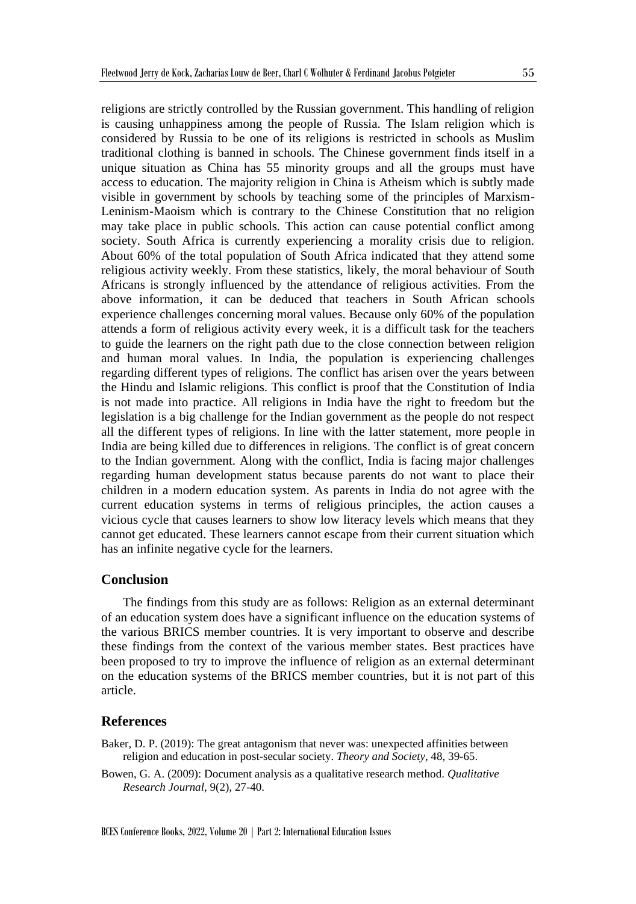religions are strictly controlled by the Russian government. This handling of religion is causing unhappiness among the people of Russia. The Islam religion which is considered by Russia to be one of its religions is restricted in schools as Muslim traditional clothing is banned in schools. The Chinese government finds itself in a unique situation as China has 55 minority groups and all the groups must have access to education. The majority religion in China is Atheism which is subtly made visible in government by schools by teaching some of the principles of Marxism-Leninism-Maoism which is contrary to the Chinese Constitution that no religion may take place in public schools. This action can cause potential conflict among society. South Africa is currently experiencing a morality crisis due to religion. About 60% of the total population of South Africa indicated that they attend some religious activity weekly. From these statistics, likely, the moral behaviour of South Africans is strongly influenced by the attendance of religious activities. From the above information, it can be deduced that teachers in South African schools experience challenges concerning moral values. Because only 60% of the population attends a form of religious activity every week, it is a difficult task for the teachers to guide the learners on the right path due to the close connection between religion and human moral values. In India, the population is experiencing challenges regarding different types of religions. The conflict has arisen over the years between the Hindu and Islamic religions. This conflict is proof that the Constitution of India is not made into practice. All religions in India have the right to freedom but the legislation is a big challenge for the Indian government as the people do not respect all the different types of religions. In line with the latter statement, more people in India are being killed due to differences in religions. The conflict is of great concern to the Indian government. Along with the conflict, India is facing major challenges regarding human development status because parents do not want to place their children in a modern education system. As parents in India do not agree with the current education systems in terms of religious principles, the action causes a vicious cycle that causes learners to show low literacy levels which means that they cannot get educated. These learners cannot escape from their current situation which has an infinite negative cycle for the learners.

## Conclusion

The findings from this study are as follows: Religion as an external determinant of an education system does have a significant influence on the education systems of the various BRICS member countries. It is very important to observe and describe these findings from the context of the various member states. Best practices have been proposed to try to improve the influence of religion as an external determinant on the education systems of the BRICS member countries, but it is not part of this article.

## References

Baker, D. P. (2019): The great antagonism that never was: unexpected affinities between religion and education in post-secular society. *Theory and Society*, 48, 39-65.

Bowen, G. A. (2009): Document analysis as a qualitative research method. *Qualitative Research Journal*, 9(2), 27-40.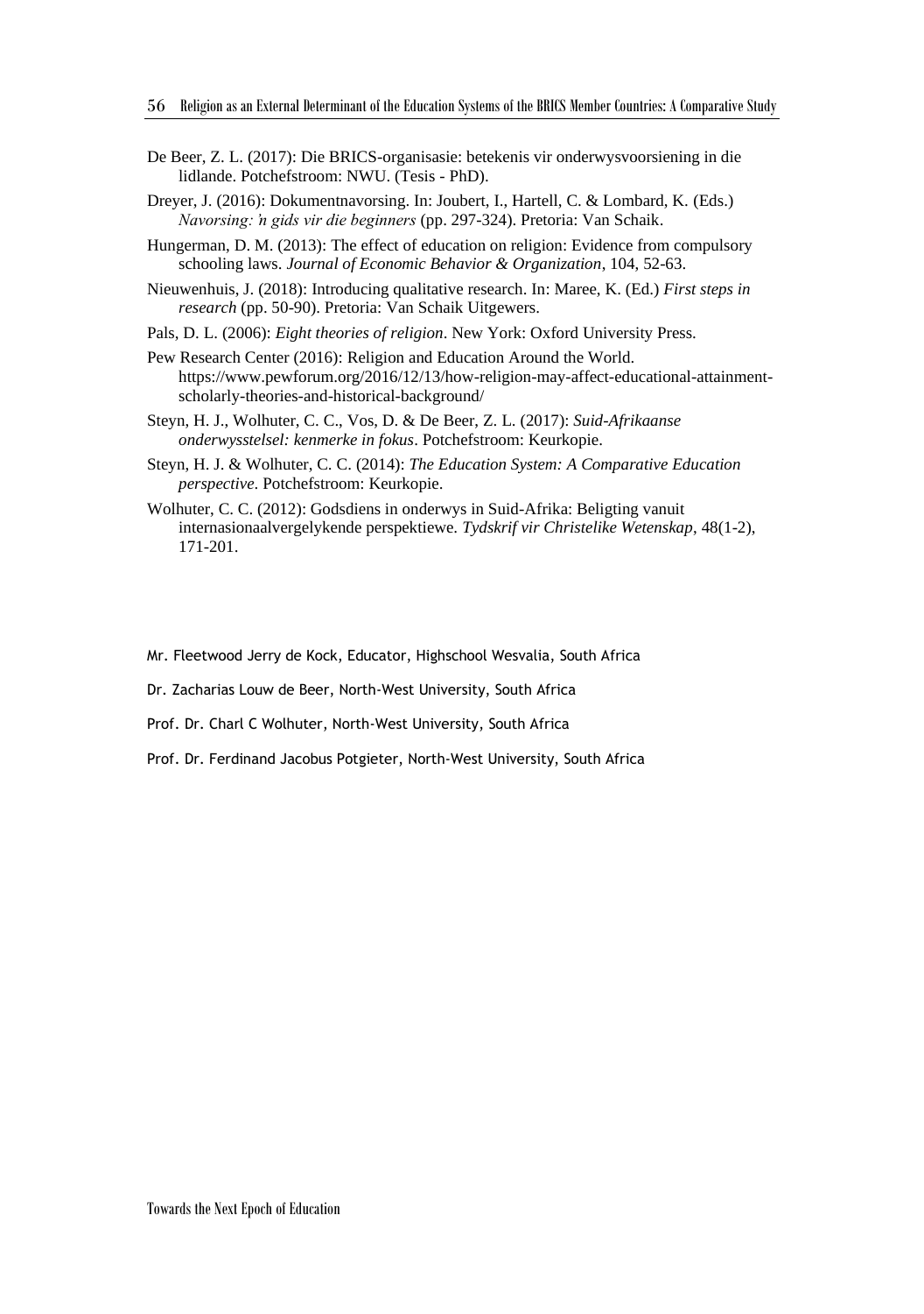De Beer, Z. L. (2017): Die BRICS-organisasie: betekenis vir onderwysvoorsiening in die lidlande. Potchefstroom: NWU. (Tesis - PhD).

Dreyer, J. (2016): Dokumentnavorsing. In: Joubert, I., Hartell, C. & Lombard, K. (Eds.) *Navorsing: 'n gids vir die beginners* (pp. 297-324). Pretoria: Van Schaik.

Hungerman, D. M. (2013): The effect of education on religion: Evidence from compulsory schooling laws. *Journal of Economic Behavior & Organization*, 104, 52-63.

Nieuwenhuis, J. (2018): Introducing qualitative research. In: Maree, K. (Ed.) *First steps in research* (pp. 50-90). Pretoria: Van Schaik Uitgewers.

Pals, D. L. (2006): *Eight theories of religion*. New York: Oxford University Press.

Pew Research Center (2016): Religion and Education Around the World. https://www.pewforum.org/2016/12/13/how-religion-may-affect-educational-attainment-scholarly-theories-and-historical-background/

Steyn, H. J., Wolhuter, C. C., Vos, D. & De Beer, Z. L. (2017): *Suid-Afrikaanse onderwysstelsel: kenmerke in fokus*. Potchefstroom: Keurkopie.

Steyn, H. J. & Wolhuter, C. C. (2014): *The Education System: A Comparative Education perspective*. Potchefstroom: Keurkopie.

Wolhuter, C. C. (2012): Godsdiens in onderwys in Suid-Afrika: Beligting vanuit internasionaalvergelykende perspektiewe. *Tydskrif vir Christelike Wetenskap*, 48(1-2), 171-201.

Mr. Fleetwood Jerry de Kock, Educator, Highschool Wesvalia, South Africa

Dr. Zacharias Louw de Beer, North-West University, South Africa

Prof. Dr. Charl C Wolhuter, North-West University, South Africa

Prof. Dr. Ferdinand Jacobus Potgieter, North-West University, South Africa